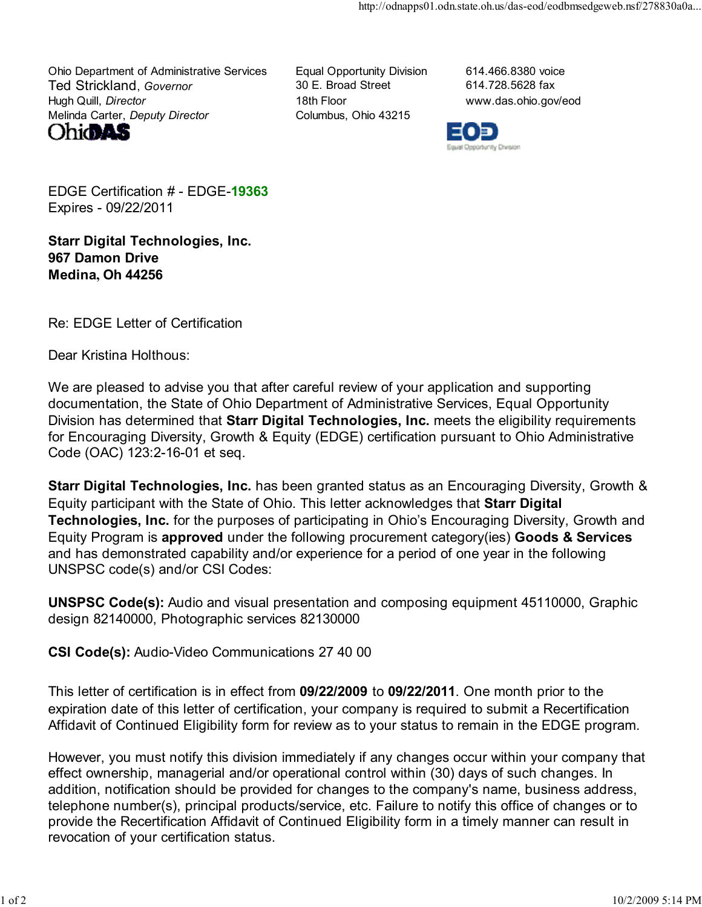Ohio Department of Administrative Services
Ted Strickland, *Governor*
Hugh Quill, *Director*
Melinda Carter, *Deputy Director*

Equal Opportunity Division
30 E. Broad Street
18th Floor
Columbus, Ohio 43215

614.466.8380 voice
614.728.5628 fax
www.das.ohio.gov/eod

EDGE Certification # - EDGE-19363
Expires - 09/22/2011

**Starr Digital Technologies, Inc.**
**967 Damon Drive**
**Medina, Oh 44256**

Re: EDGE Letter of Certification

Dear Kristina Holthous:

We are pleased to advise you that after careful review of your application and supporting documentation, the State of Ohio Department of Administrative Services, Equal Opportunity Division has determined that **Starr Digital Technologies, Inc.** meets the eligibility requirements for Encouraging Diversity, Growth & Equity (EDGE) certification pursuant to Ohio Administrative Code (OAC) 123:2-16-01 et seq.

**Starr Digital Technologies, Inc.** has been granted status as an Encouraging Diversity, Growth & Equity participant with the State of Ohio. This letter acknowledges that **Starr Digital Technologies, Inc.** for the purposes of participating in Ohio's Encouraging Diversity, Growth and Equity Program is **approved** under the following procurement category(ies) **Goods & Services** and has demonstrated capability and/or experience for a period of one year in the following UNSPSC code(s) and/or CSI Codes:

**UNSPSC Code(s):** Audio and visual presentation and composing equipment 45110000, Graphic design 82140000, Photographic services 82130000

**CSI Code(s):** Audio-Video Communications 27 40 00

This letter of certification is in effect from **09/22/2009** to **09/22/2011**. One month prior to the expiration date of this letter of certification, your company is required to submit a Recertification Affidavit of Continued Eligibility form for review as to your status to remain in the EDGE program.

However, you must notify this division immediately if any changes occur within your company that effect ownership, managerial and/or operational control within (30) days of such changes. In addition, notification should be provided for changes to the company's name, business address, telephone number(s), principal products/service, etc. Failure to notify this office of changes or to provide the Recertification Affidavit of Continued Eligibility form in a timely manner can result in revocation of your certification status.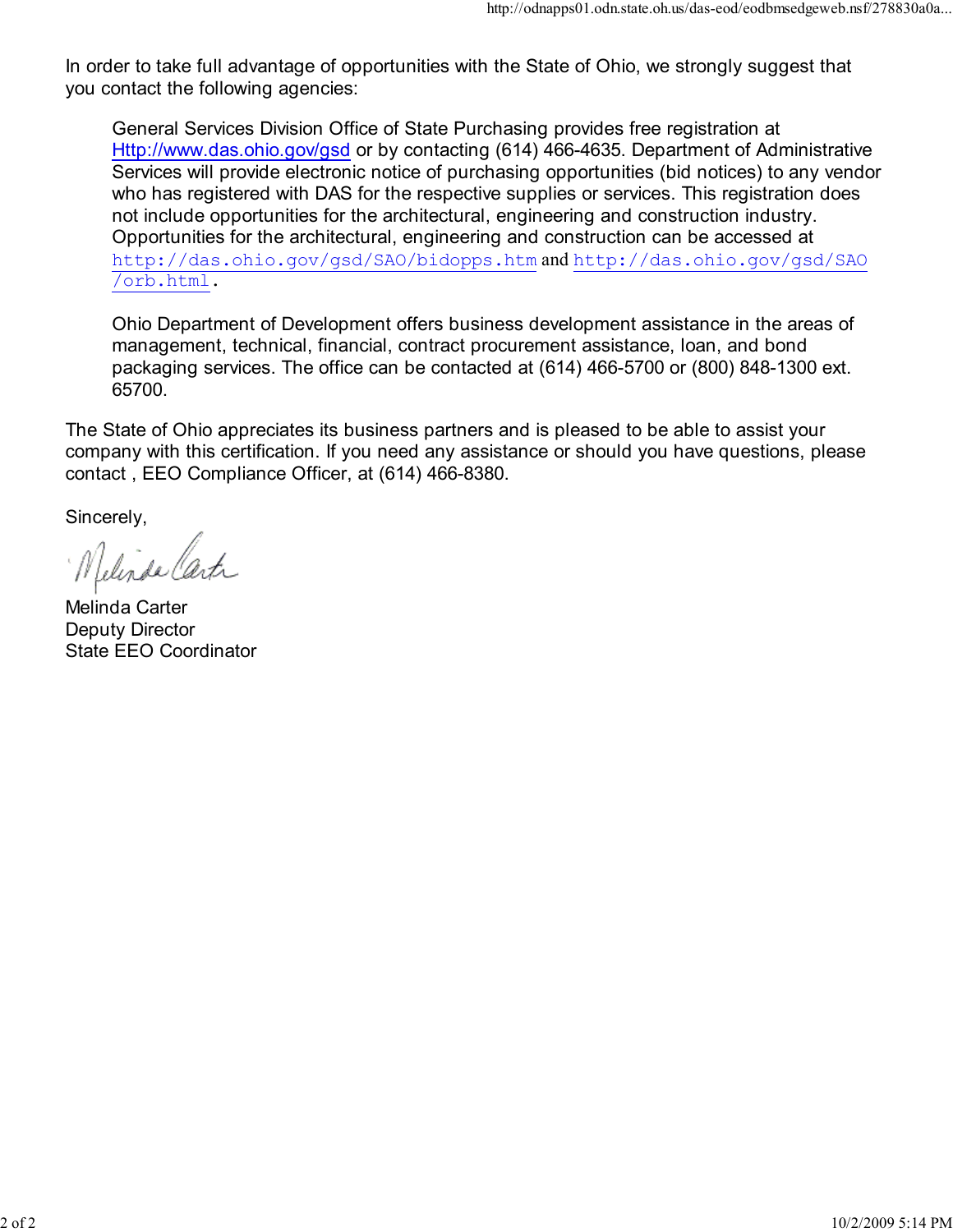In order to take full advantage of opportunities with the State of Ohio, we strongly suggest that you contact the following agencies:

> General Services Division Office of State Purchasing provides free registration at Http://www.das.ohio.gov/gsd or by contacting (614) 466-4635. Department of Administrative Services will provide electronic notice of purchasing opportunities (bid notices) to any vendor who has registered with DAS for the respective supplies or services. This registration does not include opportunities for the architectural, engineering and construction industry. Opportunities for the architectural, engineering and construction can be accessed at http://das.ohio.gov/gsd/SAO/bidopps.htm and http://das.ohio.gov/gsd/SAO/orb.html.
>
> Ohio Department of Development offers business development assistance in the areas of management, technical, financial, contract procurement assistance, loan, and bond packaging services. The office can be contacted at (614) 466-5700 or (800) 848-1300 ext. 65700.

The State of Ohio appreciates its business partners and is pleased to be able to assist your company with this certification. If you need any assistance or should you have questions, please contact , EEO Compliance Officer, at (614) 466-8380.

Sincerely,

Melinda Carter
Deputy Director
State EEO Coordinator